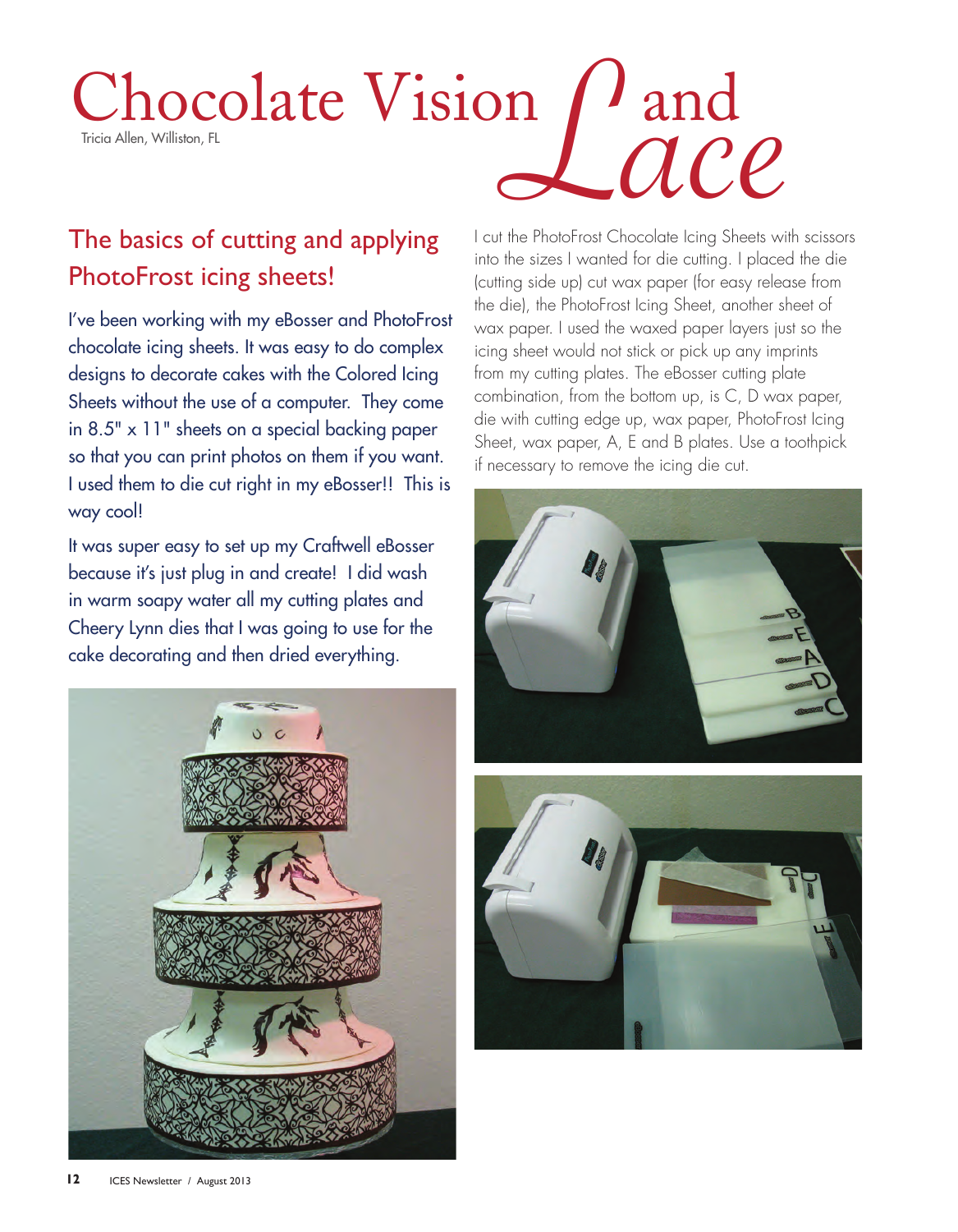# Chocolate Vision and Lace

Tricia Allen, Williston, FL

## The basics of cutting and applying PhotoFrost icing sheets!

I've been working with my eBosser and PhotoFrost chocolate icing sheets. It was easy to do complex designs to decorate cakes with the Colored Icing Sheets without the use of a computer. They come in 8.5" x 11" sheets on a special backing paper so that you can print photos on them if you want. I used them to die cut right in my eBosser!! This is way cool!

It was super easy to set up my Craftwell eBosser because it's just plug in and create! I did wash in warm soapy water all my cutting plates and Cheery Lynn dies that I was going to use for the cake decorating and then dried everything.

I cut the PhotoFrost Chocolate Icing Sheets with scissors into the sizes I wanted for die cutting. I placed the die (cutting side up) cut wax paper (for easy release from the die), the PhotoFrost Icing Sheet, another sheet of wax paper. I used the waxed paper layers just so the icing sheet would not stick or pick up any imprints from my cutting plates. The eBosser cutting plate combination, from the bottom up, is C, D wax paper, die with cutting edge up, wax paper, PhotoFrost Icing Sheet, wax paper, A, E and B plates. Use a toothpick if necessary to remove the icing die cut.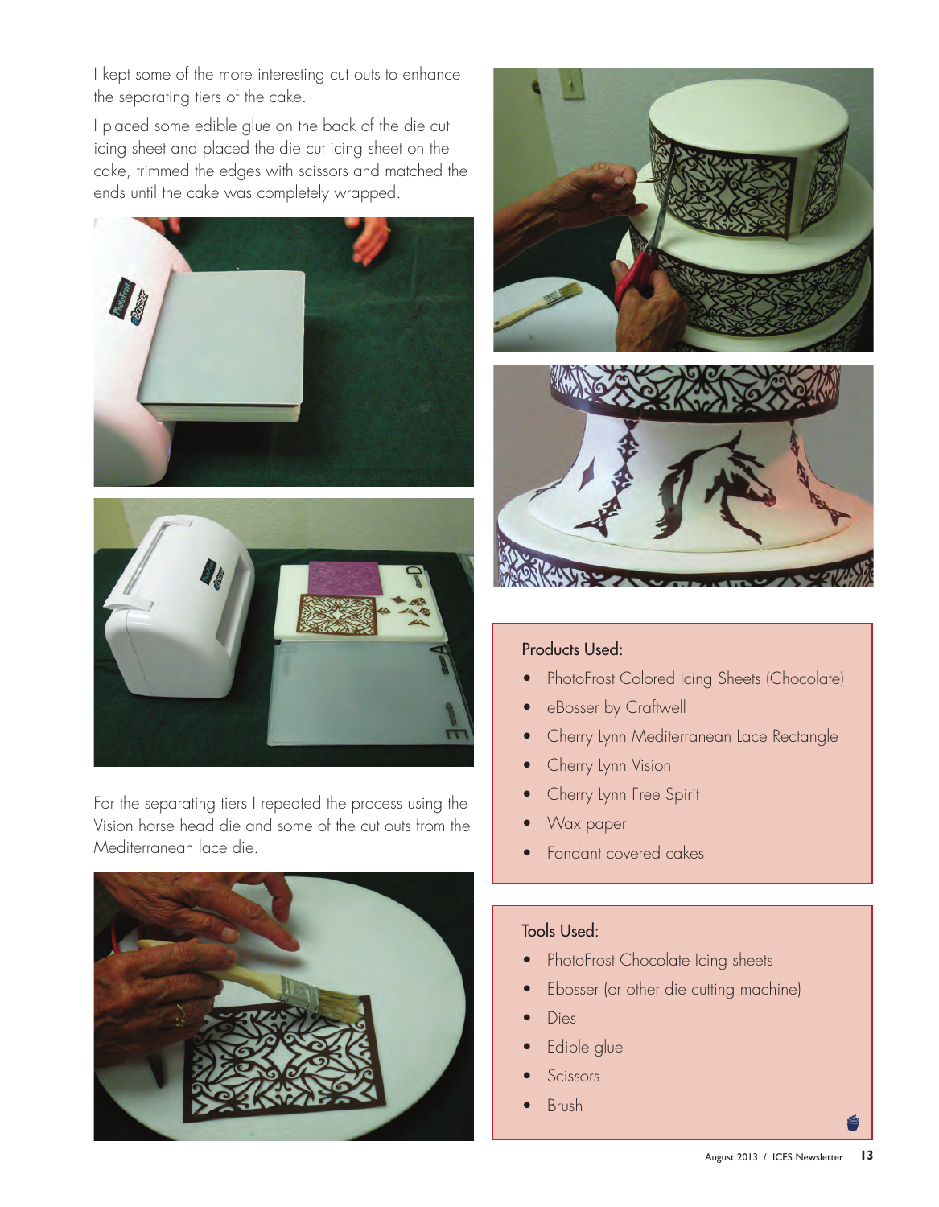I kept some of the more interesting cut outs to enhance the separating tiers of the cake.

I placed some edible glue on the back of the die cut icing sheet and placed the die cut icing sheet on the cake, trimmed the edges with scissors and matched the ends until the cake was completely wrapped.

For the separating tiers I repeated the process using the Vision horse head die and some of the cut outs from the Mediterranean lace die.

Products Used:

- PhotoFrost Colored Icing Sheets (Chocolate)
- eBosser by Craftwell
- Cherry Lynn Mediterranean Lace Rectangle
- Cherry Lynn Vision
- Cherry Lynn Free Spirit
- Wax paper
- Fondant covered cakes

Tools Used:

- PhotoFrost Chocolate Icing sheets
- Ebosser (or other die cutting machine)
- Dies
- Edible glue
- Scissors
- Brush